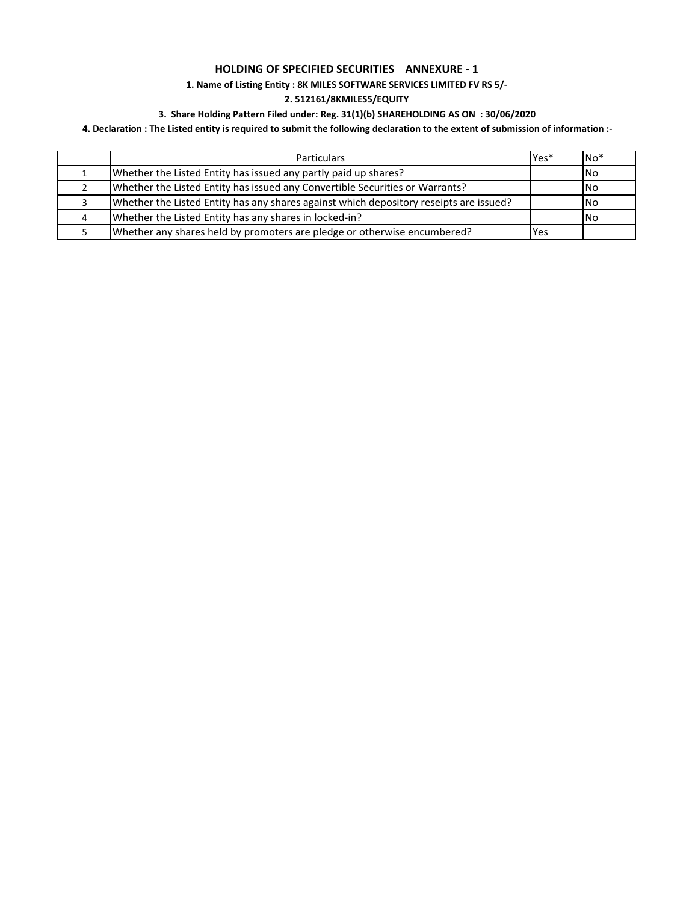## HOLDING OF SPECIFIED SECURITIES ANNEXURE - 1

**1. Name of Listing Entity : 8K MILES SOFTWARE SERVICES LIMITED FV RS 5/-**

**2. 512161/8KMILES5/EQUITY**

**3. Share Holding Pattern Filed under: Reg. 31(1)(b) SHAREHOLDING AS ON : 30/06/2020**

**4. Declaration : The Listed entity is required to submit the following declaration to the extent of submission of information :-**

| | Particulars | Yes* | No* |
|---|---|---|---|
| 1 | Whether the Listed Entity has issued any partly paid up shares? | | No |
| 2 | Whether the Listed Entity has issued any Convertible Securities or Warrants? | | No |
| 3 | Whether the Listed Entity has any shares against which depository reseipts are issued? | | No |
| 4 | Whether the Listed Entity has any shares in locked-in? | | No |
| 5 | Whether any shares held by promoters are pledge or otherwise encumbered? | Yes | |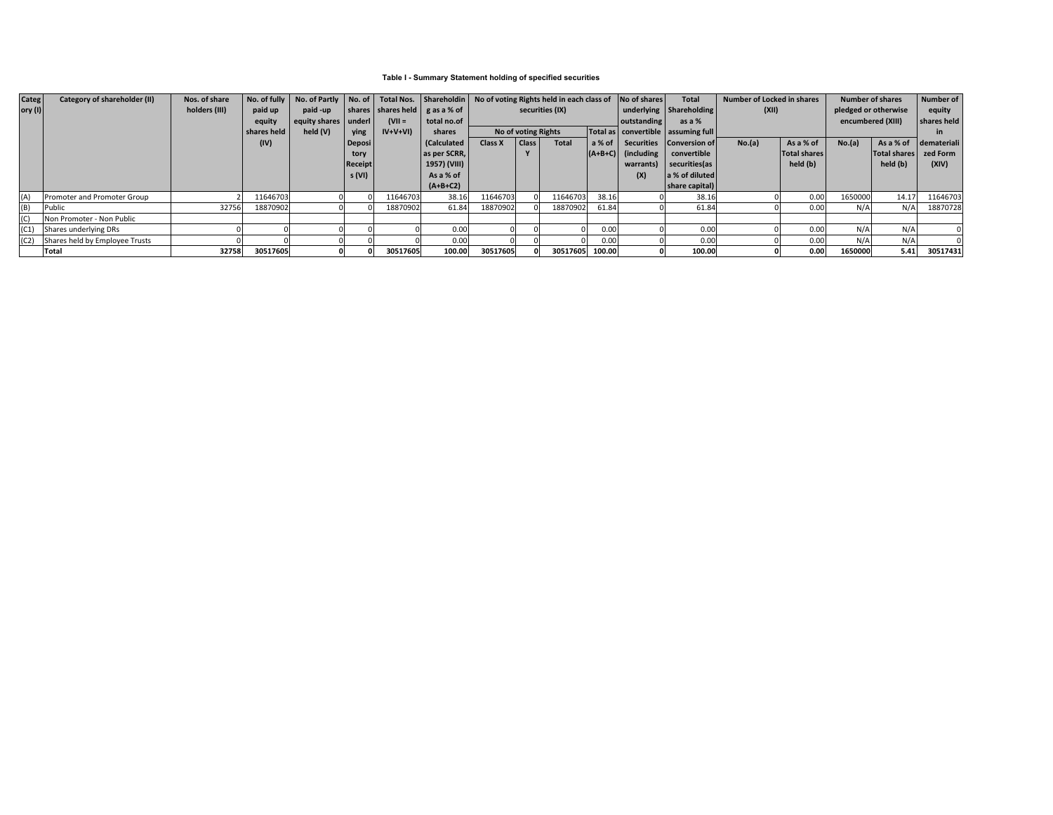### Table I - Summary Statement holding of specified securities

| Category (I) | Category of shareholder (II) | Nos. of share holders (III) | No. of fully paid up equity shares held (IV) | No. of Partly paid-up equity shares held (V) | No. of shares underlying Depository Receipts (VI) | Total Nos. shares held (VII = IV+V+VI) | Shareholding as a % of total no.of shares (Calculated as per SCRR, 1957) (VIII) As a % of (A+B+C2) | No of voting Rights held in each class of securities (IX) | | | | No of shares underlying outstanding convertible Securities (including warrants) (X) | Total Shareholding as a % assuming full Conversion of convertible securities(as a % of diluted share capital) | Number of Locked in shares (XII) | | Number of shares pledged or otherwise encumbered (XIII) | | Number of equity shares held in dematerialized Form (XIV) |
|---|---|---|---|---|---|---|---|---|---|---|---|---|---|---|---|---|---|---|
| | | | | | | | | No of voting Rights | | | Total as a % of (A+B+C) | | | No.(a) | As a % of Total shares held (b) | No.(a) | As a % of Total shares held (b) | |
| | | | | | | | | Class X | Class Y | Total | | | | | | | | |
| (A) | Promoter and Promoter Group | 2 | 11646703 | 0 | 0 | 11646703 | 38.16 | 11646703 | 0 | 11646703 | 38.16 | 0 | 38.16 | 0 | 0.00 | 1650000 | 14.17 | 11646703 |
| (B) | Public | 32756 | 18870902 | 0 | 0 | 18870902 | 61.84 | 18870902 | 0 | 18870902 | 61.84 | 0 | 61.84 | 0 | 0.00 | N/A | N/A | 18870728 |
| (C) | Non Promoter - Non Public | | | | | | | | | | | | | | | | | |
| (C1) | Shares underlying DRs | 0 | 0 | 0 | 0 | 0 | 0.00 | 0 | 0 | 0 | 0.00 | 0 | 0.00 | 0 | 0.00 | N/A | N/A | 0 |
| (C2) | Shares held by Employee Trusts | 0 | 0 | 0 | 0 | 0 | 0.00 | 0 | 0 | 0 | 0.00 | 0 | 0.00 | 0 | 0.00 | N/A | N/A | 0 |
| | **Total** | **32758** | **30517605** | **0** | **0** | **30517605** | **100.00** | **30517605** | **0** | **30517605** | **100.00** | **0** | **100.00** | **0** | **0.00** | **1650000** | **5.41** | **30517431** |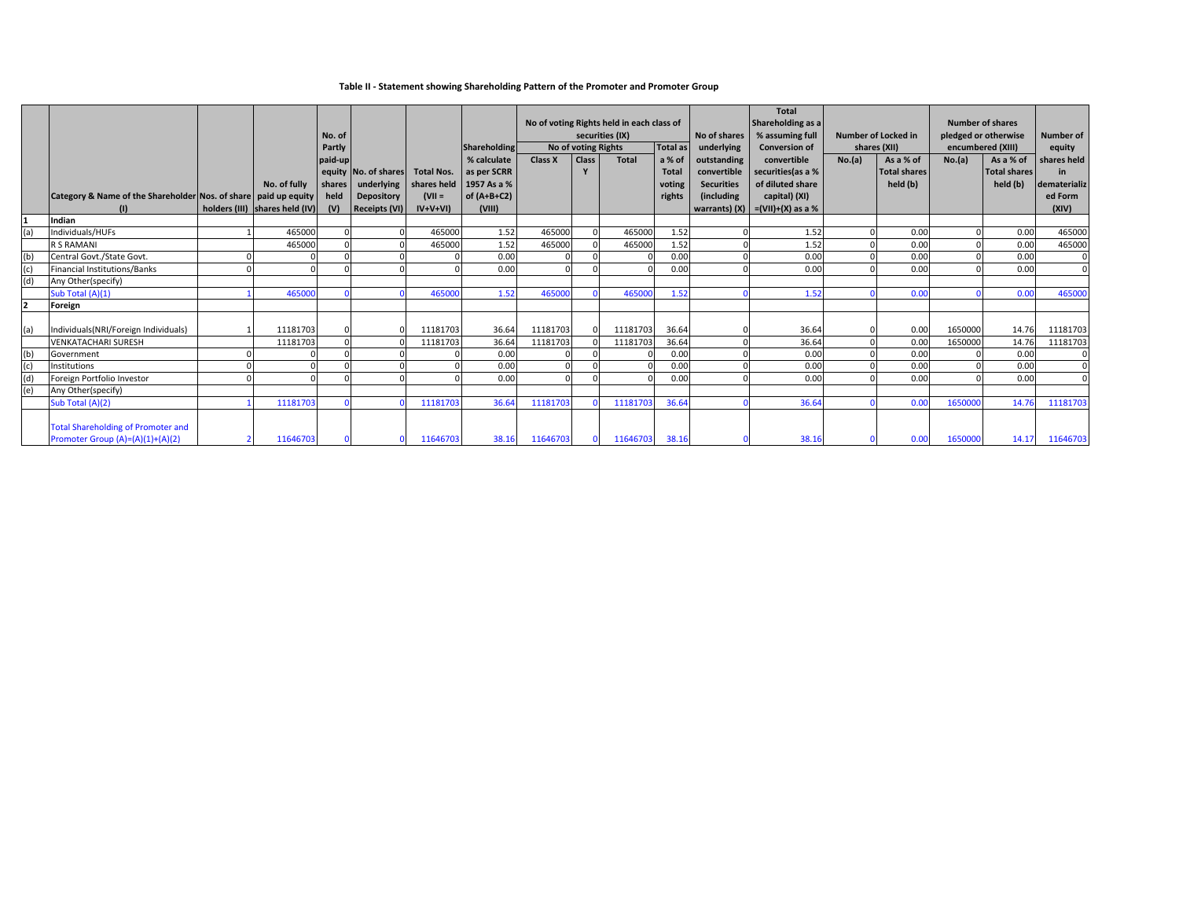**Table II - Statement showing Shareholding Pattern of the Promoter and Promoter Group**

| | Category & Name of the Shareholder (I) | Nos. of share holders (III) | No. of fully paid up equity shares held (IV) | No. of Partly paid-up equity shares held (V) | No. of shares underlying Depository Receipts (VI) | Total Nos. shares held (VII = IV+V+VI) | Shareholding % calculate as per SCRR 1957 As a % of (A+B+C2) (VIII) | No of voting Rights held in each class of securities (IX) | | | | No of shares underlying outstanding convertible Securities (including warrants) (X) | Total Shareholding as a % assuming full Conversion of convertible securities(as a % of diluted share capital) (XI) =(VII)+(X) as a % | Number of Locked in shares (XII) | | Number of shares pledged or otherwise encumbered (XIII) | | Number of equity shares held in dematerialized Form (XIV) |
|---|---|---|---|---|---|---|---|---|---|---|---|---|---|---|---|---|---|---|
| | | | | | | | | No of voting Rights | | | Total as a % of Total voting rights | | | No.(a) | As a % of Total shares held (b) | No.(a) | As a % of Total shares held (b) | |
| | | | | | | | | Class X | Class Y | Total | | | | | | | | |
| 1 | **Indian** | | | | | | | | | | | | | | | | | |
| (a) | Individuals/HUFs | 1 | 465000 | 0 | 0 | 465000 | 1.52 | 465000 | 0 | 465000 | 1.52 | 0 | 1.52 | 0 | 0.00 | 0 | 0.00 | 465000 |
| | R S RAMANI | | 465000 | 0 | 0 | 465000 | 1.52 | 465000 | 0 | 465000 | 1.52 | 0 | 1.52 | 0 | 0.00 | 0 | 0.00 | 465000 |
| (b) | Central Govt./State Govt. | 0 | 0 | 0 | 0 | 0 | 0.00 | 0 | 0 | 0 | 0.00 | 0 | 0.00 | 0 | 0.00 | 0 | 0.00 | 0 |
| (c) | Financial Institutions/Banks | 0 | 0 | 0 | 0 | 0 | 0.00 | 0 | 0 | 0 | 0.00 | 0 | 0.00 | 0 | 0.00 | 0 | 0.00 | 0 |
| (d) | Any Other(specify) | | | | | | | | | | | | | | | | | |
| | Sub Total (A)(1) | 1 | 465000 | 0 | 0 | 465000 | 1.52 | 465000 | 0 | 465000 | 1.52 | 0 | 1.52 | 0 | 0.00 | 0 | 0.00 | 465000 |
| 2 | **Foreign** | | | | | | | | | | | | | | | | | |
| (a) | Individuals(NRI/Foreign Individuals) | 1 | 11181703 | 0 | 0 | 11181703 | 36.64 | 11181703 | 0 | 11181703 | 36.64 | 0 | 36.64 | 0 | 0.00 | 1650000 | 14.76 | 11181703 |
| | VENKATACHARI SURESH | | 11181703 | 0 | 0 | 11181703 | 36.64 | 11181703 | 0 | 11181703 | 36.64 | 0 | 36.64 | 0 | 0.00 | 1650000 | 14.76 | 11181703 |
| (b) | Government | 0 | 0 | 0 | 0 | 0 | 0.00 | 0 | 0 | 0 | 0.00 | 0 | 0.00 | 0 | 0.00 | 0 | 0.00 | 0 |
| (c) | Institutions | 0 | 0 | 0 | 0 | 0 | 0.00 | 0 | 0 | 0 | 0.00 | 0 | 0.00 | 0 | 0.00 | 0 | 0.00 | 0 |
| (d) | Foreign Portfolio Investor | 0 | 0 | 0 | 0 | 0 | 0.00 | 0 | 0 | 0 | 0.00 | 0 | 0.00 | 0 | 0.00 | 0 | 0.00 | 0 |
| (e) | Any Other(specify) | | | | | | | | | | | | | | | | | |
| | Sub Total (A)(2) | 1 | 11181703 | 0 | 0 | 11181703 | 36.64 | 11181703 | 0 | 11181703 | 36.64 | 0 | 36.64 | 0 | 0.00 | 1650000 | 14.76 | 11181703 |
| | Total Shareholding of Promoter and Promoter Group (A)=(A)(1)+(A)(2) | 2 | 11646703 | 0 | 0 | 11646703 | 38.16 | 11646703 | 0 | 11646703 | 38.16 | 0 | 38.16 | 0 | 0.00 | 1650000 | 14.17 | 11646703 |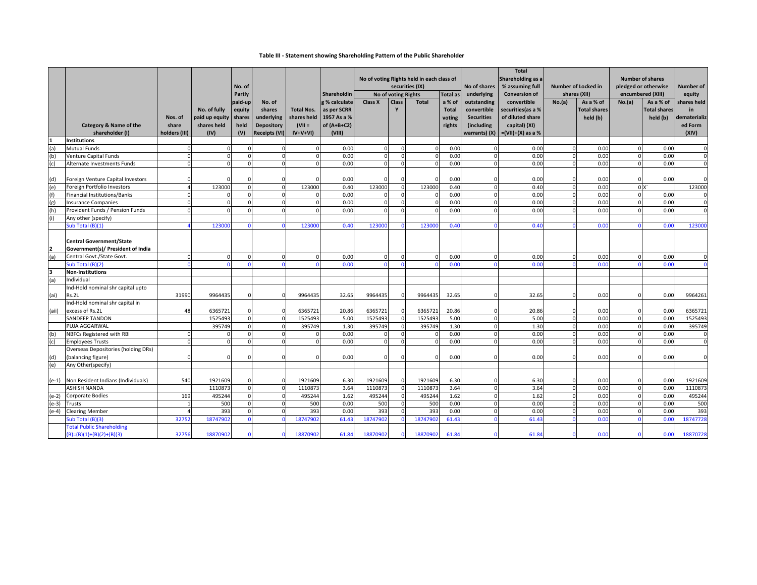### Table III - Statement showing Shareholding Pattern of the Public Shareholder

| | Category & Name of the shareholder (I) | Nos. of share holders (III) | No. of fully paid up equity shares held (IV) | No. of Partly paid-up equity shares held (V) | No. of shares underlying Depository Receipts (VI) | Total Nos. shares held (VII = IV+V+VI) | Shareholding % calculated as per SCRR 1957 As a % of (A+B+C2) (VIII) | No of voting Rights held in each class of securities (IX) | | | | No of shares underlying outstanding convertible Securities (including warrants) (X) | Total Shareholding as a % assuming full Conversion of convertible securities(as a % of diluted share capital) (XI) =(VII)+(X) as a % | Number of Locked in shares (XII) | | Number of shares pledged or otherwise encumbered (XIII) | | Number of equity shares held in dematerialized Form (XIV) |
|---|---|---|---|---|---|---|---|---|---|---|---|---|---|---|---|---|---|---|
| | | | | | | | | No of voting Rights | | | Total as a % of Total voting rights | | | No.(a) | As a % of Total shares held (b) | No.(a) | As a % of Total shares held (b) | |
| | | | | | | | | Class X | Class Y | Total | | | | | | | | |
| **1** | **Institutions** | | | | | | | | | | | | | | | | | |
| (a) | Mutual Funds | 0 | 0 | 0 | 0 | 0 | 0.00 | 0 | 0 | 0 | 0.00 | 0 | 0.00 | 0 | 0.00 | 0 | 0.00 | 0 |
| (b) | Venture Capital Funds | 0 | 0 | 0 | 0 | 0 | 0.00 | 0 | 0 | 0 | 0.00 | 0 | 0.00 | 0 | 0.00 | 0 | 0.00 | 0 |
| (c) | Alternate Investments Funds | 0 | 0 | 0 | 0 | 0 | 0.00 | 0 | 0 | 0 | 0.00 | 0 | 0.00 | 0 | 0.00 | 0 | 0.00 | 0 |
| (d) | Foreign Venture Capital Investors | 0 | 0 | 0 | 0 | 0 | 0.00 | 0 | 0 | 0 | 0.00 | 0 | 0.00 | 0 | 0.00 | 0 | 0.00 | 0 |
| (e) | Foreign Portfolio Investors | 4 | 123000 | 0 | 0 | 123000 | 0.40 | 123000 | 0 | 123000 | 0.40 | 0 | 0.40 | 0 | 0.00 | 0 | X` | 123000 |
| (f) | Financial Institutions/Banks | 0 | 0 | 0 | 0 | 0 | 0.00 | 0 | 0 | 0 | 0.00 | 0 | 0.00 | 0 | 0.00 | 0 | 0.00 | 0 |
| (g) | Insurance Companies | 0 | 0 | 0 | 0 | 0 | 0.00 | 0 | 0 | 0 | 0.00 | 0 | 0.00 | 0 | 0.00 | 0 | 0.00 | 0 |
| (h) | Provident Funds / Pension Funds | 0 | 0 | 0 | 0 | 0 | 0.00 | 0 | 0 | 0 | 0.00 | 0 | 0.00 | 0 | 0.00 | 0 | 0.00 | 0 |
| (i) | Any other (specify) | | | | | | | | | | | | | | | | | |
| | Sub Total (B)(1) | 4 | 123000 | 0 | 0 | 123000 | 0.40 | 123000 | 0 | 123000 | 0.40 | 0 | 0.40 | 0 | 0.00 | 0 | 0.00 | 123000 |
| **2** | **Central Government/State Government(s)/ President of India** | | | | | | | | | | | | | | | | | |
| (a) | Central Govt./State Govt. | 0 | 0 | 0 | 0 | 0 | 0.00 | 0 | 0 | 0 | 0.00 | 0 | 0.00 | 0 | 0.00 | 0 | 0.00 | 0 |
| | Sub Total (B)(2) | 0 | 0 | 0 | 0 | 0 | 0.00 | 0 | 0 | 0 | 0.00 | 0 | 0.00 | 0 | 0.00 | 0 | 0.00 | 0 |
| **3** | **Non-Institutions** | | | | | | | | | | | | | | | | | |
| (a) | Individual | | | | | | | | | | | | | | | | | |
| (ai) | Ind-Hold nominal shr capital upto Rs.2L | 31990 | 9964435 | 0 | 0 | 9964435 | 32.65 | 9964435 | 0 | 9964435 | 32.65 | 0 | 32.65 | 0 | 0.00 | 0 | 0.00 | 9964261 |
| (aii) | Ind-Hold nominal shr capital in excess of Rs.2L | 48 | 6365721 | 0 | 0 | 6365721 | 20.86 | 6365721 | 0 | 6365721 | 20.86 | 0 | 20.86 | 0 | 0.00 | 0 | 0.00 | 6365721 |
| | SANDEEP TANDON | | 1525493 | 0 | 0 | 1525493 | 5.00 | 1525493 | 0 | 1525493 | 5.00 | 0 | 5.00 | 0 | 0.00 | 0 | 0.00 | 1525493 |
| | PUJA AGGARWAL | | 395749 | 0 | 0 | 395749 | 1.30 | 395749 | 0 | 395749 | 1.30 | 0 | 1.30 | 0 | 0.00 | 0 | 0.00 | 395749 |
| (b) | NBFCs Registered with RBI | 0 | 0 | 0 | 0 | 0 | 0.00 | 0 | 0 | 0 | 0.00 | 0 | 0.00 | 0 | 0.00 | 0 | 0.00 | 0 |
| (c) | Employees Trusts | 0 | 0 | 0 | 0 | 0 | 0.00 | 0 | 0 | 0 | 0.00 | 0 | 0.00 | 0 | 0.00 | 0 | 0.00 | 0 |
| (d) | Overseas Depositories (holding DRs) (balancing figure) | 0 | 0 | 0 | 0 | 0 | 0.00 | 0 | 0 | 0 | 0.00 | 0 | 0.00 | 0 | 0.00 | 0 | 0.00 | 0 |
| (e) | Any Other(specify) | | | | | | | | | | | | | | | | | |
| (e-1) | Non Resident Indians (Individuals) | 540 | 1921609 | 0 | 0 | 1921609 | 6.30 | 1921609 | 0 | 1921609 | 6.30 | 0 | 6.30 | 0 | 0.00 | 0 | 0.00 | 1921609 |
| | ASHISH NANDA | | 1110873 | 0 | 0 | 1110873 | 3.64 | 1110873 | 0 | 1110873 | 3.64 | 0 | 3.64 | 0 | 0.00 | 0 | 0.00 | 1110873 |
| (e-2) | Corporate Bodies | 169 | 495244 | 0 | 0 | 495244 | 1.62 | 495244 | 0 | 495244 | 1.62 | 0 | 1.62 | 0 | 0.00 | 0 | 0.00 | 495244 |
| (e-3) | Trusts | 1 | 500 | 0 | 0 | 500 | 0.00 | 500 | 0 | 500 | 0.00 | 0 | 0.00 | 0 | 0.00 | 0 | 0.00 | 500 |
| (e-4) | Clearing Member | 4 | 393 | 0 | 0 | 393 | 0.00 | 393 | 0 | 393 | 0.00 | 0 | 0.00 | 0 | 0.00 | 0 | 0.00 | 393 |
| | Sub Total (B)(3) | 32752 | 18747902 | 0 | 0 | 18747902 | 61.43 | 18747902 | 0 | 18747902 | 61.43 | 0 | 61.43 | 0 | 0.00 | 0 | 0.00 | 18747728 |
| | Total Public Shareholding (B)=(B)(1)+(B)(2)+(B)(3) | 32756 | 18870902 | 0 | 0 | 18870902 | 61.84 | 18870902 | 0 | 18870902 | 61.84 | 0 | 61.84 | 0 | 0.00 | 0 | 0.00 | 18870728 |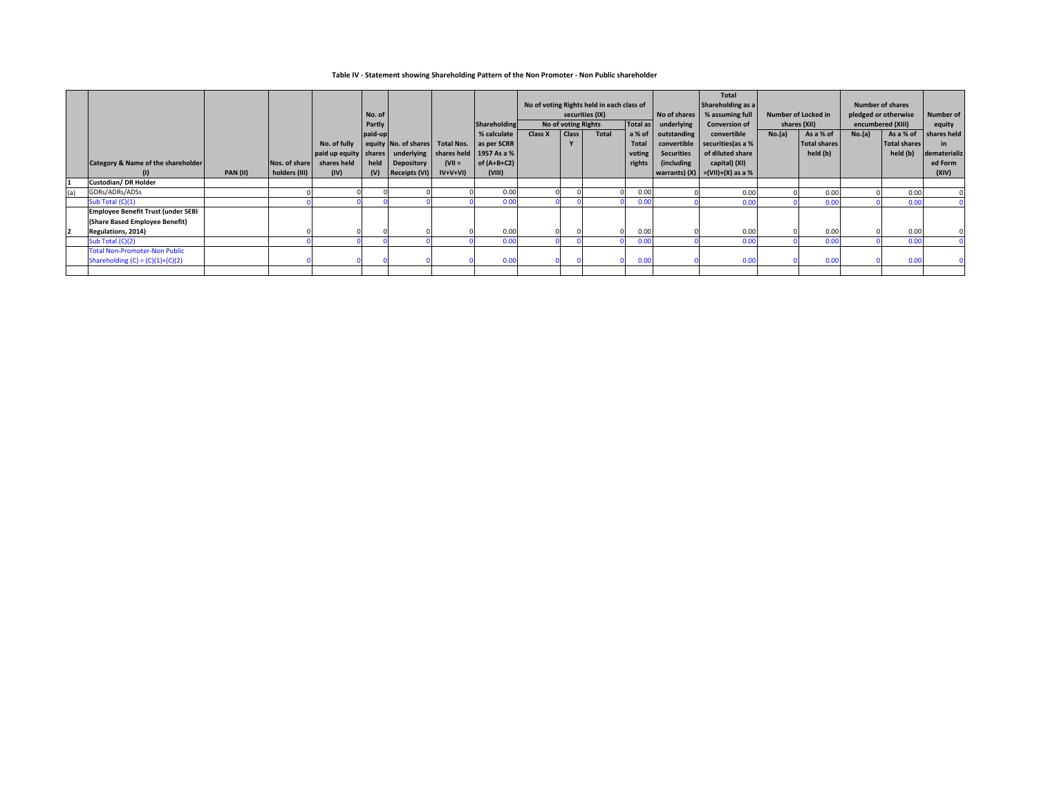**Table IV - Statement showing Shareholding Pattern of the Non Promoter - Non Public shareholder**

| | Category & Name of the shareholder (I) | PAN (II) | Nos. of share holders (III) | No. of fully paid up equity shares held (IV) | No. of Partly paid-up equity shares held (V) | No. of shares underlying Depository Receipts (VI) | Total Nos. shares held (VII = IV+V+VI) | Shareholding % calculate as per SCRR 1957 As a % of (A+B+C2) (VIII) | No of voting Rights held in each class of securities (IX) | | | | No of shares underlying outstanding convertible Securities (including warrants) (X) | Total Shareholding as a % assuming full Conversion of convertible securities(as a % of diluted share capital) (XI) =(VII)+(X) as a % | Number of Locked in shares (XII) | | Number of shares pledged or otherwise encumbered (XIII) | | Number of equity shares held in dematerialized Form (XIV) |
|---|---|---|---|---|---|---|---|---|---|---|---|---|---|---|---|---|---|---|---|
| | | | | | | | | | No of voting Rights | | | Total as a % of Total voting rights | | | No.(a) | As a % of Total shares held (b) | No.(a) | As a % of Total shares held (b) | |
| | | | | | | | | | Class X | Class Y | Total | | | | | | | | |
| 1 | **Custodian/ DR Holder** | | | | | | | | | | | | | | | | | | |
| (a) | GDRs/ADRs/ADSs | | 0 | 0 | 0 | 0 | 0 | 0.00 | 0 | 0 | 0 | 0.00 | 0 | 0.00 | 0 | 0.00 | 0 | 0.00 | 0 |
| | Sub Total (C)(1) | | 0 | 0 | 0 | 0 | 0 | 0.00 | 0 | 0 | 0 | 0.00 | 0 | 0.00 | 0 | 0.00 | 0 | 0.00 | 0 |
| 2 | **Employee Benefit Trust (under SEBI (Share Based Employee Benefit) Regulations, 2014)** | | 0 | 0 | 0 | 0 | 0 | 0.00 | 0 | 0 | 0 | 0.00 | 0 | 0.00 | 0 | 0.00 | 0 | 0.00 | 0 |
| | Sub Total (C)(2) | | 0 | 0 | 0 | 0 | 0 | 0.00 | 0 | 0 | 0 | 0.00 | 0 | 0.00 | 0 | 0.00 | 0 | 0.00 | 0 |
| | Total Non-Promoter-Non Public Shareholding (C) = (C)(1)+(C)(2) | | 0 | 0 | 0 | 0 | 0 | 0.00 | 0 | 0 | 0 | 0.00 | 0 | 0.00 | 0 | 0.00 | 0 | 0.00 | 0 |